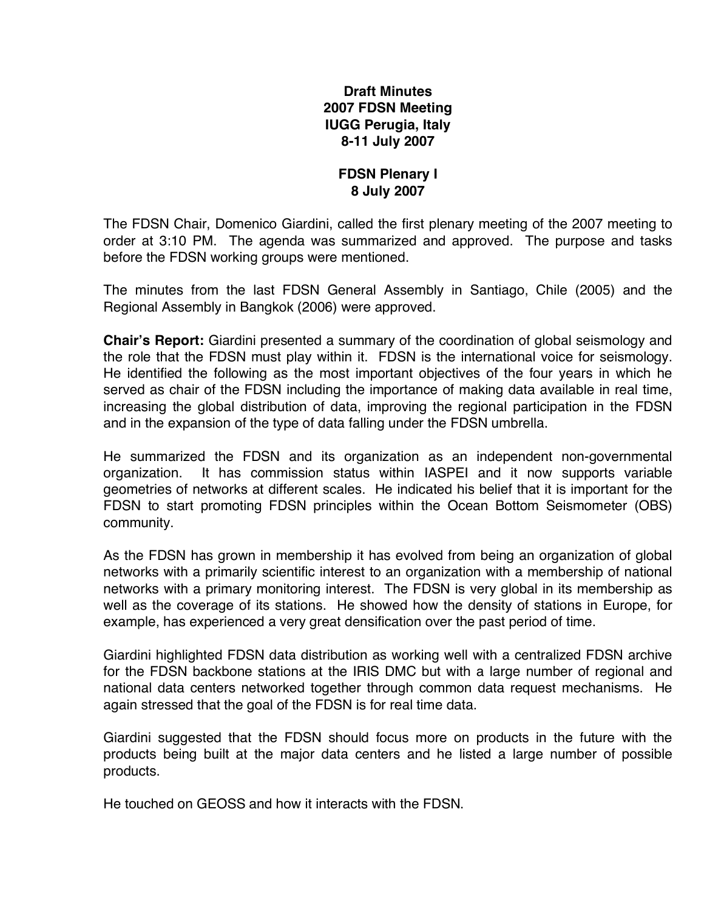# Draft Minutes
# 2007 FDSN Meeting
# IUGG Perugia, Italy
# 8-11 July 2007

## FDSN Plenary I
## 8 July 2007

The FDSN Chair, Domenico Giardini, called the first plenary meeting of the 2007 meeting to order at 3:10 PM. The agenda was summarized and approved. The purpose and tasks before the FDSN working groups were mentioned.

The minutes from the last FDSN General Assembly in Santiago, Chile (2005) and the Regional Assembly in Bangkok (2006) were approved.

**Chair's Report:** Giardini presented a summary of the coordination of global seismology and the role that the FDSN must play within it. FDSN is the international voice for seismology. He identified the following as the most important objectives of the four years in which he served as chair of the FDSN including the importance of making data available in real time, increasing the global distribution of data, improving the regional participation in the FDSN and in the expansion of the type of data falling under the FDSN umbrella.

He summarized the FDSN and its organization as an independent non-governmental organization. It has commission status within IASPEI and it now supports variable geometries of networks at different scales. He indicated his belief that it is important for the FDSN to start promoting FDSN principles within the Ocean Bottom Seismometer (OBS) community.

As the FDSN has grown in membership it has evolved from being an organization of global networks with a primarily scientific interest to an organization with a membership of national networks with a primary monitoring interest. The FDSN is very global in its membership as well as the coverage of its stations. He showed how the density of stations in Europe, for example, has experienced a very great densification over the past period of time.

Giardini highlighted FDSN data distribution as working well with a centralized FDSN archive for the FDSN backbone stations at the IRIS DMC but with a large number of regional and national data centers networked together through common data request mechanisms. He again stressed that the goal of the FDSN is for real time data.

Giardini suggested that the FDSN should focus more on products in the future with the products being built at the major data centers and he listed a large number of possible products.

He touched on GEOSS and how it interacts with the FDSN.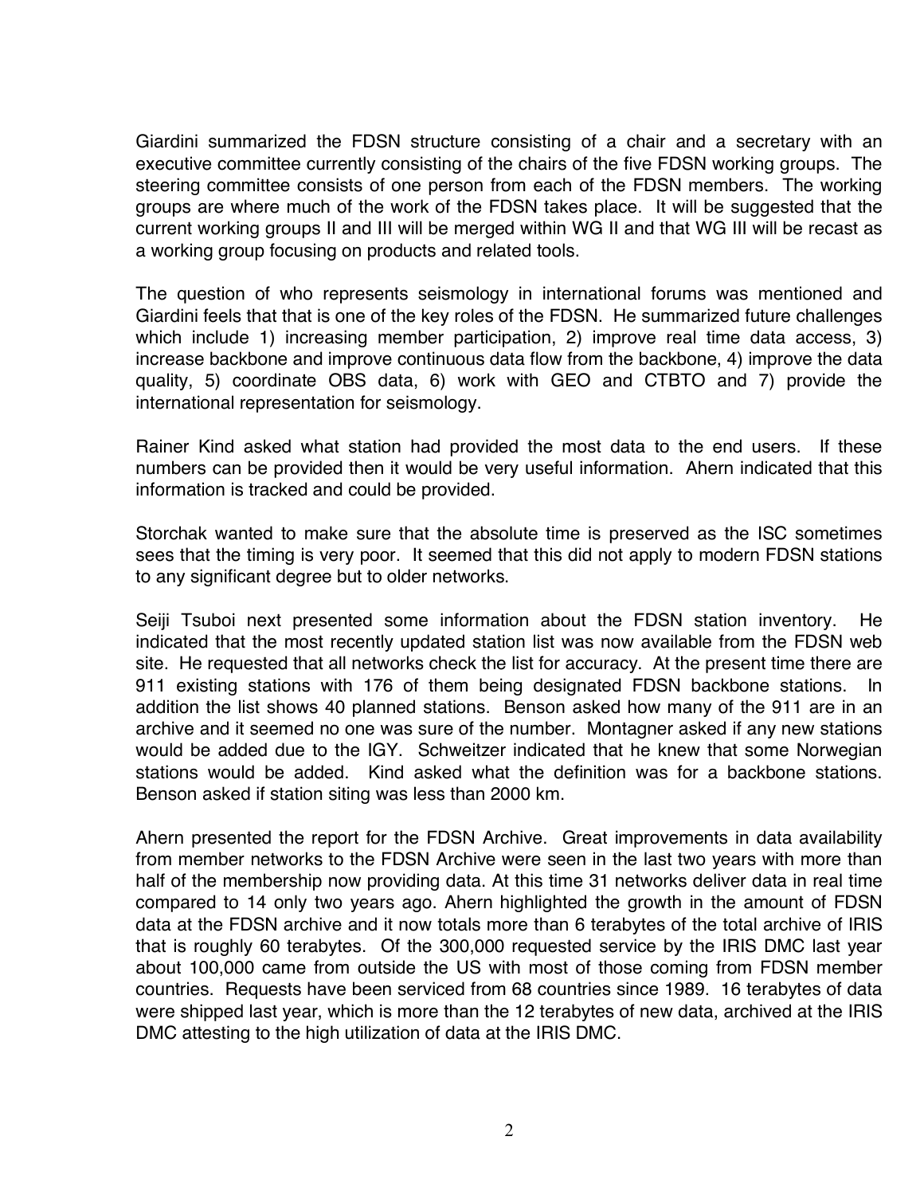Giardini summarized the FDSN structure consisting of a chair and a secretary with an executive committee currently consisting of the chairs of the five FDSN working groups. The steering committee consists of one person from each of the FDSN members. The working groups are where much of the work of the FDSN takes place. It will be suggested that the current working groups II and III will be merged within WG II and that WG III will be recast as a working group focusing on products and related tools.

The question of who represents seismology in international forums was mentioned and Giardini feels that that is one of the key roles of the FDSN. He summarized future challenges which include 1) increasing member participation, 2) improve real time data access, 3) increase backbone and improve continuous data flow from the backbone, 4) improve the data quality, 5) coordinate OBS data, 6) work with GEO and CTBTO and 7) provide the international representation for seismology.

Rainer Kind asked what station had provided the most data to the end users. If these numbers can be provided then it would be very useful information. Ahern indicated that this information is tracked and could be provided.

Storchak wanted to make sure that the absolute time is preserved as the ISC sometimes sees that the timing is very poor. It seemed that this did not apply to modern FDSN stations to any significant degree but to older networks.

Seiji Tsuboi next presented some information about the FDSN station inventory. He indicated that the most recently updated station list was now available from the FDSN web site. He requested that all networks check the list for accuracy. At the present time there are 911 existing stations with 176 of them being designated FDSN backbone stations. In addition the list shows 40 planned stations. Benson asked how many of the 911 are in an archive and it seemed no one was sure of the number. Montagner asked if any new stations would be added due to the IGY. Schweitzer indicated that he knew that some Norwegian stations would be added. Kind asked what the definition was for a backbone stations. Benson asked if station siting was less than 2000 km.

Ahern presented the report for the FDSN Archive. Great improvements in data availability from member networks to the FDSN Archive were seen in the last two years with more than half of the membership now providing data. At this time 31 networks deliver data in real time compared to 14 only two years ago. Ahern highlighted the growth in the amount of FDSN data at the FDSN archive and it now totals more than 6 terabytes of the total archive of IRIS that is roughly 60 terabytes. Of the 300,000 requested service by the IRIS DMC last year about 100,000 came from outside the US with most of those coming from FDSN member countries. Requests have been serviced from 68 countries since 1989. 16 terabytes of data were shipped last year, which is more than the 12 terabytes of new data, archived at the IRIS DMC attesting to the high utilization of data at the IRIS DMC.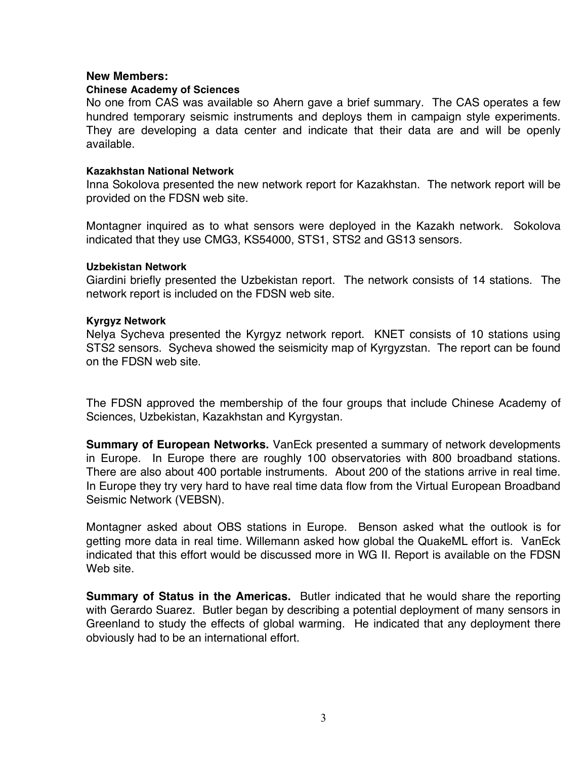**New Members:**

**Chinese Academy of Sciences**

No one from CAS was available so Ahern gave a brief summary. The CAS operates a few hundred temporary seismic instruments and deploys them in campaign style experiments. They are developing a data center and indicate that their data are and will be openly available.

**Kazakhstan National Network**

Inna Sokolova presented the new network report for Kazakhstan. The network report will be provided on the FDSN web site.

Montagner inquired as to what sensors were deployed in the Kazakh network. Sokolova indicated that they use CMG3, KS54000, STS1, STS2 and GS13 sensors.

**Uzbekistan Network**

Giardini briefly presented the Uzbekistan report. The network consists of 14 stations. The network report is included on the FDSN web site.

**Kyrgyz Network**

Nelya Sycheva presented the Kyrgyz network report. KNET consists of 10 stations using STS2 sensors. Sycheva showed the seismicity map of Kyrgyzstan. The report can be found on the FDSN web site.

The FDSN approved the membership of the four groups that include Chinese Academy of Sciences, Uzbekistan, Kazakhstan and Kyrgystan.

**Summary of European Networks.** VanEck presented a summary of network developments in Europe. In Europe there are roughly 100 observatories with 800 broadband stations. There are also about 400 portable instruments. About 200 of the stations arrive in real time. In Europe they try very hard to have real time data flow from the Virtual European Broadband Seismic Network (VEBSN).

Montagner asked about OBS stations in Europe. Benson asked what the outlook is for getting more data in real time. Willemann asked how global the QuakeML effort is. VanEck indicated that this effort would be discussed more in WG II. Report is available on the FDSN Web site.

**Summary of Status in the Americas.** Butler indicated that he would share the reporting with Gerardo Suarez. Butler began by describing a potential deployment of many sensors in Greenland to study the effects of global warming. He indicated that any deployment there obviously had to be an international effort.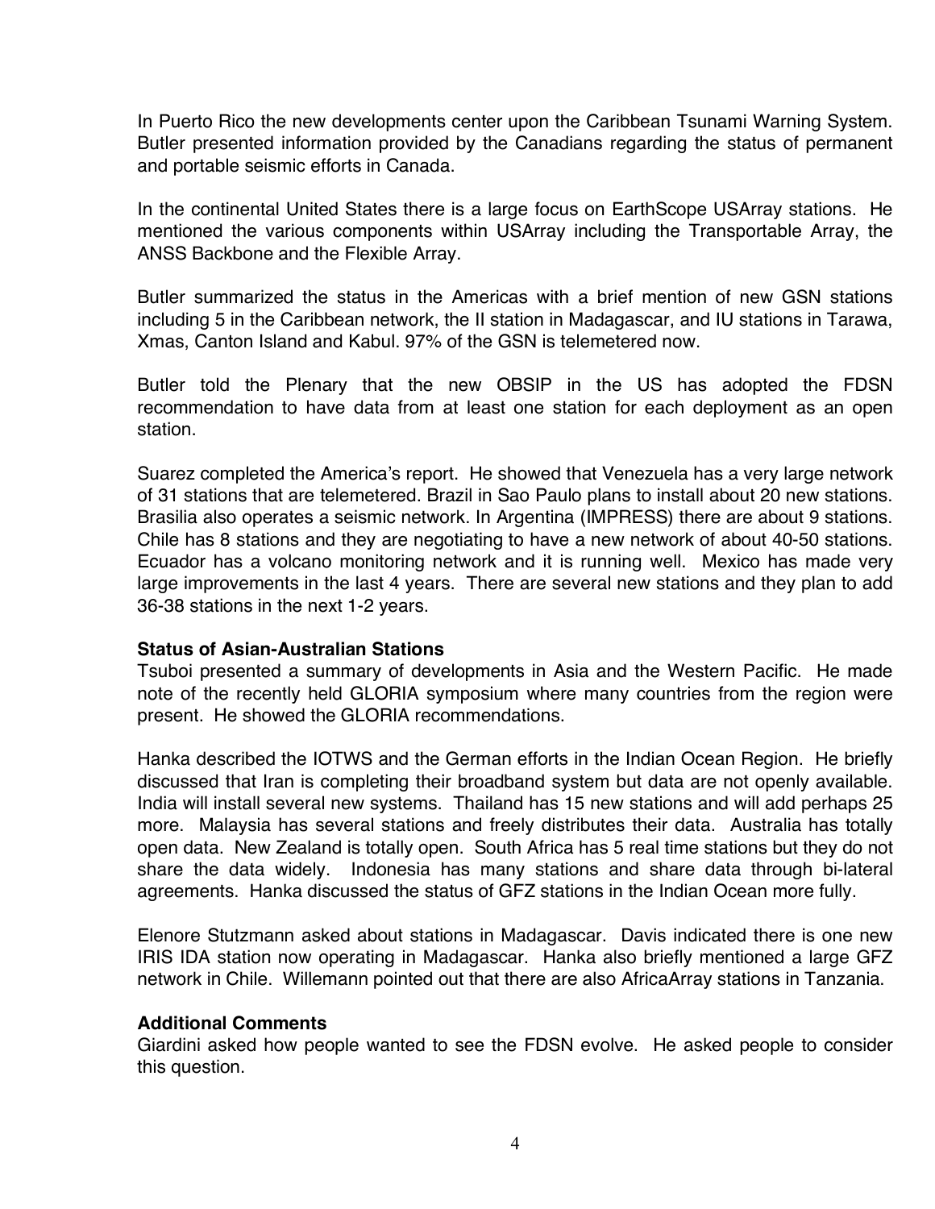In Puerto Rico the new developments center upon the Caribbean Tsunami Warning System. Butler presented information provided by the Canadians regarding the status of permanent and portable seismic efforts in Canada.

In the continental United States there is a large focus on EarthScope USArray stations. He mentioned the various components within USArray including the Transportable Array, the ANSS Backbone and the Flexible Array.

Butler summarized the status in the Americas with a brief mention of new GSN stations including 5 in the Caribbean network, the II station in Madagascar, and IU stations in Tarawa, Xmas, Canton Island and Kabul. 97% of the GSN is telemetered now.

Butler told the Plenary that the new OBSIP in the US has adopted the FDSN recommendation to have data from at least one station for each deployment as an open station.

Suarez completed the America's report. He showed that Venezuela has a very large network of 31 stations that are telemetered. Brazil in Sao Paulo plans to install about 20 new stations. Brasilia also operates a seismic network. In Argentina (IMPRESS) there are about 9 stations. Chile has 8 stations and they are negotiating to have a new network of about 40-50 stations. Ecuador has a volcano monitoring network and it is running well. Mexico has made very large improvements in the last 4 years. There are several new stations and they plan to add 36-38 stations in the next 1-2 years.

**Status of Asian-Australian Stations**

Tsuboi presented a summary of developments in Asia and the Western Pacific. He made note of the recently held GLORIA symposium where many countries from the region were present. He showed the GLORIA recommendations.

Hanka described the IOTWS and the German efforts in the Indian Ocean Region. He briefly discussed that Iran is completing their broadband system but data are not openly available. India will install several new systems. Thailand has 15 new stations and will add perhaps 25 more. Malaysia has several stations and freely distributes their data. Australia has totally open data. New Zealand is totally open. South Africa has 5 real time stations but they do not share the data widely. Indonesia has many stations and share data through bi-lateral agreements. Hanka discussed the status of GFZ stations in the Indian Ocean more fully.

Elenore Stutzmann asked about stations in Madagascar. Davis indicated there is one new IRIS IDA station now operating in Madagascar. Hanka also briefly mentioned a large GFZ network in Chile. Willemann pointed out that there are also AfricaArray stations in Tanzania.

**Additional Comments**

Giardini asked how people wanted to see the FDSN evolve. He asked people to consider this question.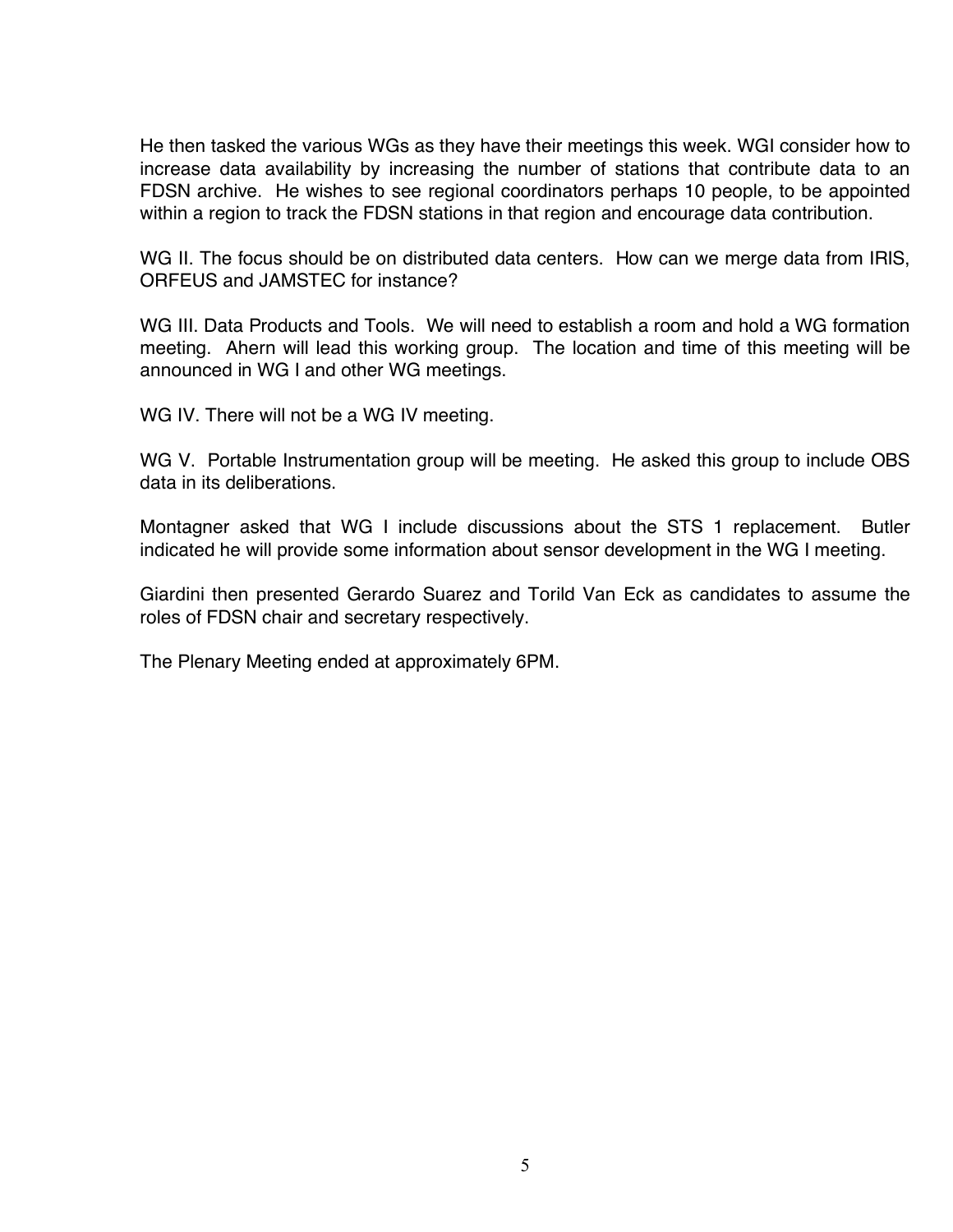He then tasked the various WGs as they have their meetings this week. WGI consider how to increase data availability by increasing the number of stations that contribute data to an FDSN archive. He wishes to see regional coordinators perhaps 10 people, to be appointed within a region to track the FDSN stations in that region and encourage data contribution.

WG II. The focus should be on distributed data centers. How can we merge data from IRIS, ORFEUS and JAMSTEC for instance?

WG III. Data Products and Tools. We will need to establish a room and hold a WG formation meeting. Ahern will lead this working group. The location and time of this meeting will be announced in WG I and other WG meetings.

WG IV. There will not be a WG IV meeting.

WG V. Portable Instrumentation group will be meeting. He asked this group to include OBS data in its deliberations.

Montagner asked that WG I include discussions about the STS 1 replacement. Butler indicated he will provide some information about sensor development in the WG I meeting.

Giardini then presented Gerardo Suarez and Torild Van Eck as candidates to assume the roles of FDSN chair and secretary respectively.

The Plenary Meeting ended at approximately 6PM.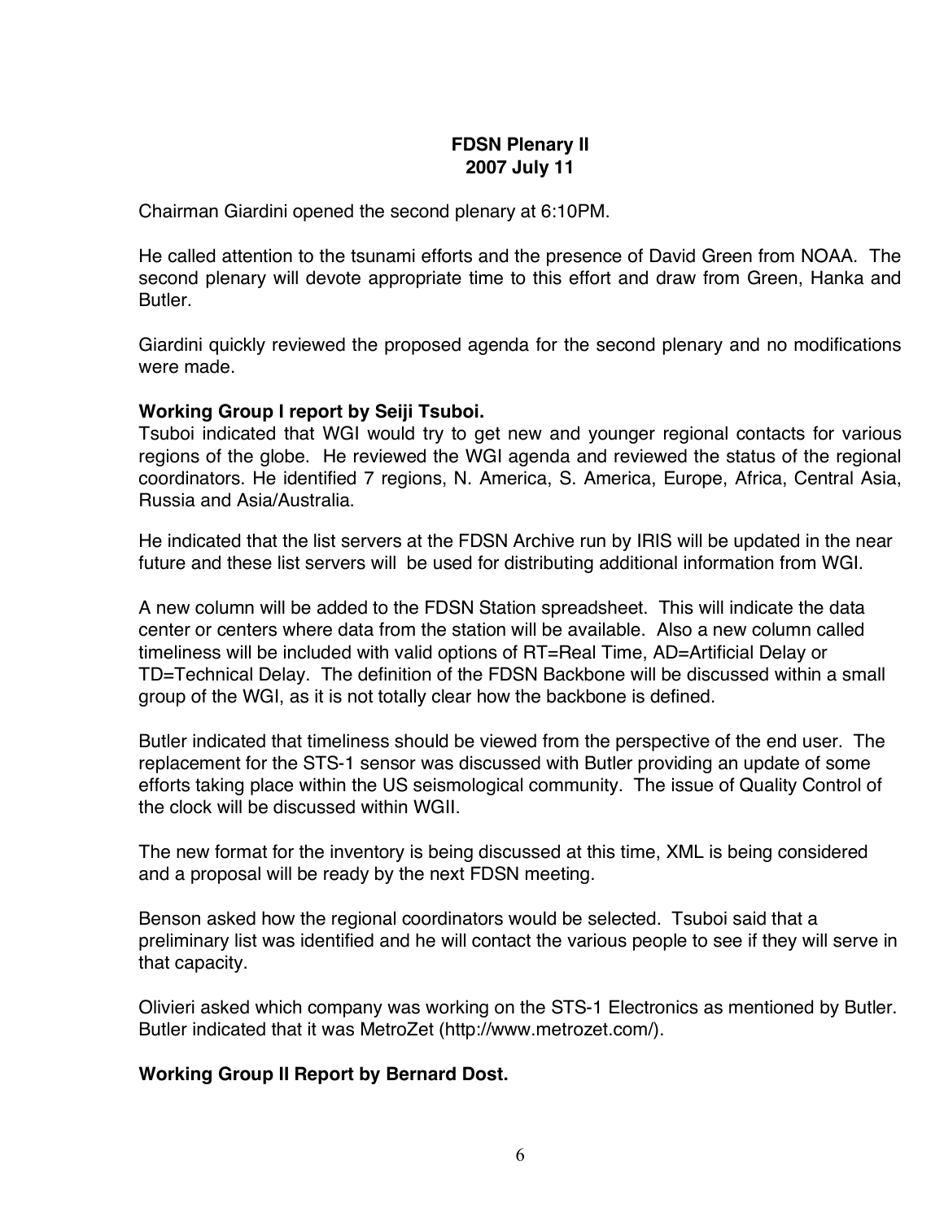**FDSN Plenary II**
**2007 July 11**

Chairman Giardini opened the second plenary at 6:10PM.

He called attention to the tsunami efforts and the presence of David Green from NOAA. The second plenary will devote appropriate time to this effort and draw from Green, Hanka and Butler.

Giardini quickly reviewed the proposed agenda for the second plenary and no modifications were made.

**Working Group I report by Seiji Tsuboi.**

Tsuboi indicated that WGI would try to get new and younger regional contacts for various regions of the globe. He reviewed the WGI agenda and reviewed the status of the regional coordinators. He identified 7 regions, N. America, S. America, Europe, Africa, Central Asia, Russia and Asia/Australia.

He indicated that the list servers at the FDSN Archive run by IRIS will be updated in the near future and these list servers will be used for distributing additional information from WGI.

A new column will be added to the FDSN Station spreadsheet. This will indicate the data center or centers where data from the station will be available. Also a new column called timeliness will be included with valid options of RT=Real Time, AD=Artificial Delay or TD=Technical Delay. The definition of the FDSN Backbone will be discussed within a small group of the WGI, as it is not totally clear how the backbone is defined.

Butler indicated that timeliness should be viewed from the perspective of the end user. The replacement for the STS-1 sensor was discussed with Butler providing an update of some efforts taking place within the US seismological community. The issue of Quality Control of the clock will be discussed within WGII.

The new format for the inventory is being discussed at this time, XML is being considered and a proposal will be ready by the next FDSN meeting.

Benson asked how the regional coordinators would be selected. Tsuboi said that a preliminary list was identified and he will contact the various people to see if they will serve in that capacity.

Olivieri asked which company was working on the STS-1 Electronics as mentioned by Butler. Butler indicated that it was MetroZet (http://www.metrozet.com/).

**Working Group II Report by Bernard Dost.**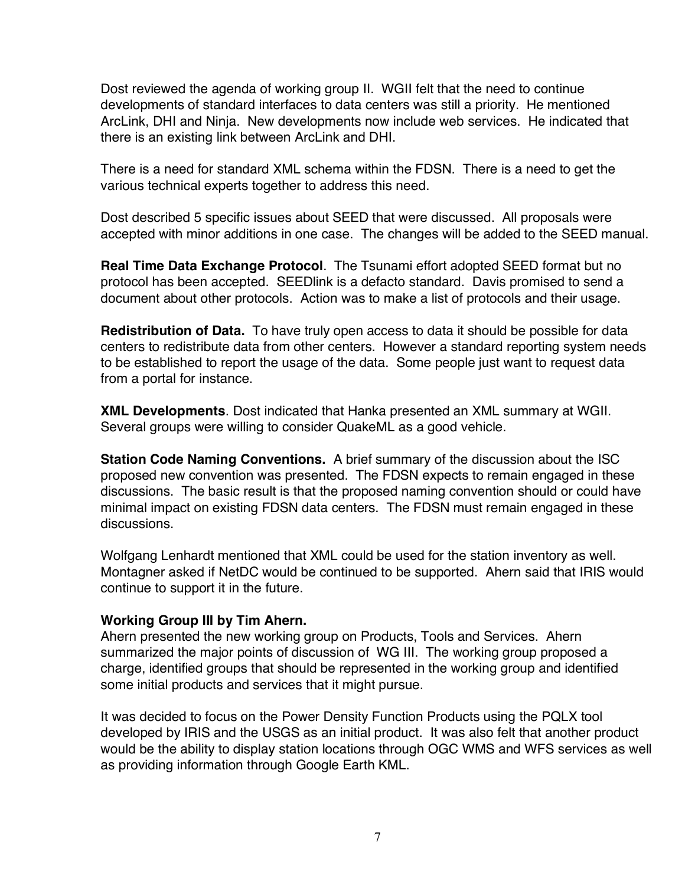Dost reviewed the agenda of working group II. WGII felt that the need to continue developments of standard interfaces to data centers was still a priority. He mentioned ArcLink, DHI and Ninja. New developments now include web services. He indicated that there is an existing link between ArcLink and DHI.

There is a need for standard XML schema within the FDSN. There is a need to get the various technical experts together to address this need.

Dost described 5 specific issues about SEED that were discussed. All proposals were accepted with minor additions in one case. The changes will be added to the SEED manual.

**Real Time Data Exchange Protocol**. The Tsunami effort adopted SEED format but no protocol has been accepted. SEEDlink is a defacto standard. Davis promised to send a document about other protocols. Action was to make a list of protocols and their usage.

**Redistribution of Data.** To have truly open access to data it should be possible for data centers to redistribute data from other centers. However a standard reporting system needs to be established to report the usage of the data. Some people just want to request data from a portal for instance.

**XML Developments**. Dost indicated that Hanka presented an XML summary at WGII. Several groups were willing to consider QuakeML as a good vehicle.

**Station Code Naming Conventions.** A brief summary of the discussion about the ISC proposed new convention was presented. The FDSN expects to remain engaged in these discussions. The basic result is that the proposed naming convention should or could have minimal impact on existing FDSN data centers. The FDSN must remain engaged in these discussions.

Wolfgang Lenhardt mentioned that XML could be used for the station inventory as well. Montagner asked if NetDC would be continued to be supported. Ahern said that IRIS would continue to support it in the future.

**Working Group III by Tim Ahern.**
Ahern presented the new working group on Products, Tools and Services. Ahern summarized the major points of discussion of WG III. The working group proposed a charge, identified groups that should be represented in the working group and identified some initial products and services that it might pursue.

It was decided to focus on the Power Density Function Products using the PQLX tool developed by IRIS and the USGS as an initial product. It was also felt that another product would be the ability to display station locations through OGC WMS and WFS services as well as providing information through Google Earth KML.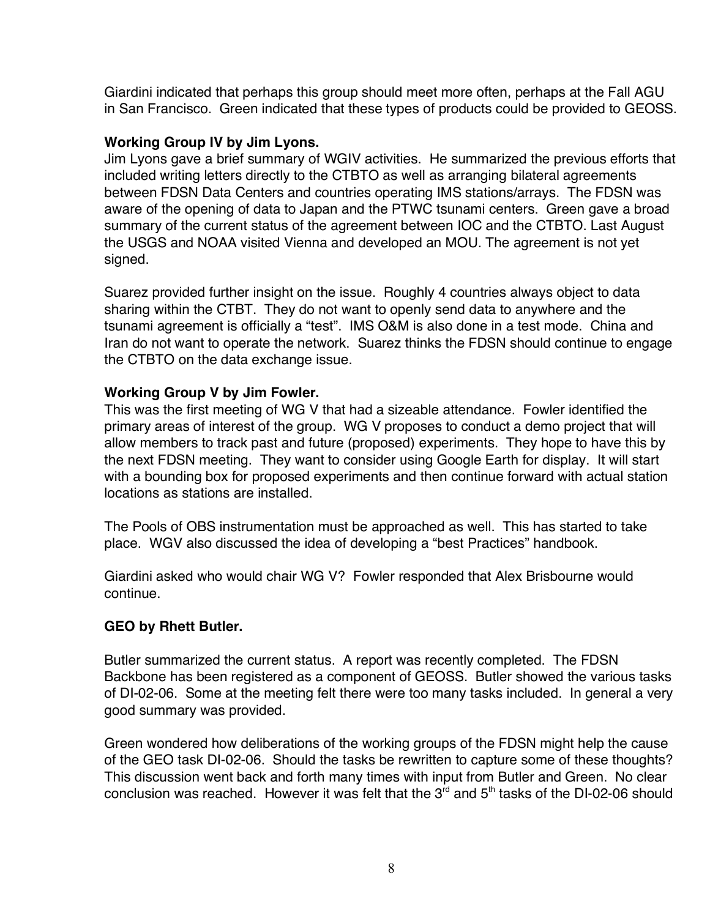Giardini indicated that perhaps this group should meet more often, perhaps at the Fall AGU in San Francisco. Green indicated that these types of products could be provided to GEOSS.

**Working Group IV by Jim Lyons.**

Jim Lyons gave a brief summary of WGIV activities. He summarized the previous efforts that included writing letters directly to the CTBTO as well as arranging bilateral agreements between FDSN Data Centers and countries operating IMS stations/arrays. The FDSN was aware of the opening of data to Japan and the PTWC tsunami centers. Green gave a broad summary of the current status of the agreement between IOC and the CTBTO. Last August the USGS and NOAA visited Vienna and developed an MOU. The agreement is not yet signed.

Suarez provided further insight on the issue. Roughly 4 countries always object to data sharing within the CTBT. They do not want to openly send data to anywhere and the tsunami agreement is officially a “test”. IMS O&M is also done in a test mode. China and Iran do not want to operate the network. Suarez thinks the FDSN should continue to engage the CTBTO on the data exchange issue.

**Working Group V by Jim Fowler.**

This was the first meeting of WG V that had a sizeable attendance. Fowler identified the primary areas of interest of the group. WG V proposes to conduct a demo project that will allow members to track past and future (proposed) experiments. They hope to have this by the next FDSN meeting. They want to consider using Google Earth for display. It will start with a bounding box for proposed experiments and then continue forward with actual station locations as stations are installed.

The Pools of OBS instrumentation must be approached as well. This has started to take place. WGV also discussed the idea of developing a “best Practices” handbook.

Giardini asked who would chair WG V? Fowler responded that Alex Brisbourne would continue.

**GEO by Rhett Butler.**

Butler summarized the current status. A report was recently completed. The FDSN Backbone has been registered as a component of GEOSS. Butler showed the various tasks of DI-02-06. Some at the meeting felt there were too many tasks included. In general a very good summary was provided.

Green wondered how deliberations of the working groups of the FDSN might help the cause of the GEO task DI-02-06. Should the tasks be rewritten to capture some of these thoughts? This discussion went back and forth many times with input from Butler and Green. No clear conclusion was reached. However it was felt that the 3rd and 5th tasks of the DI-02-06 should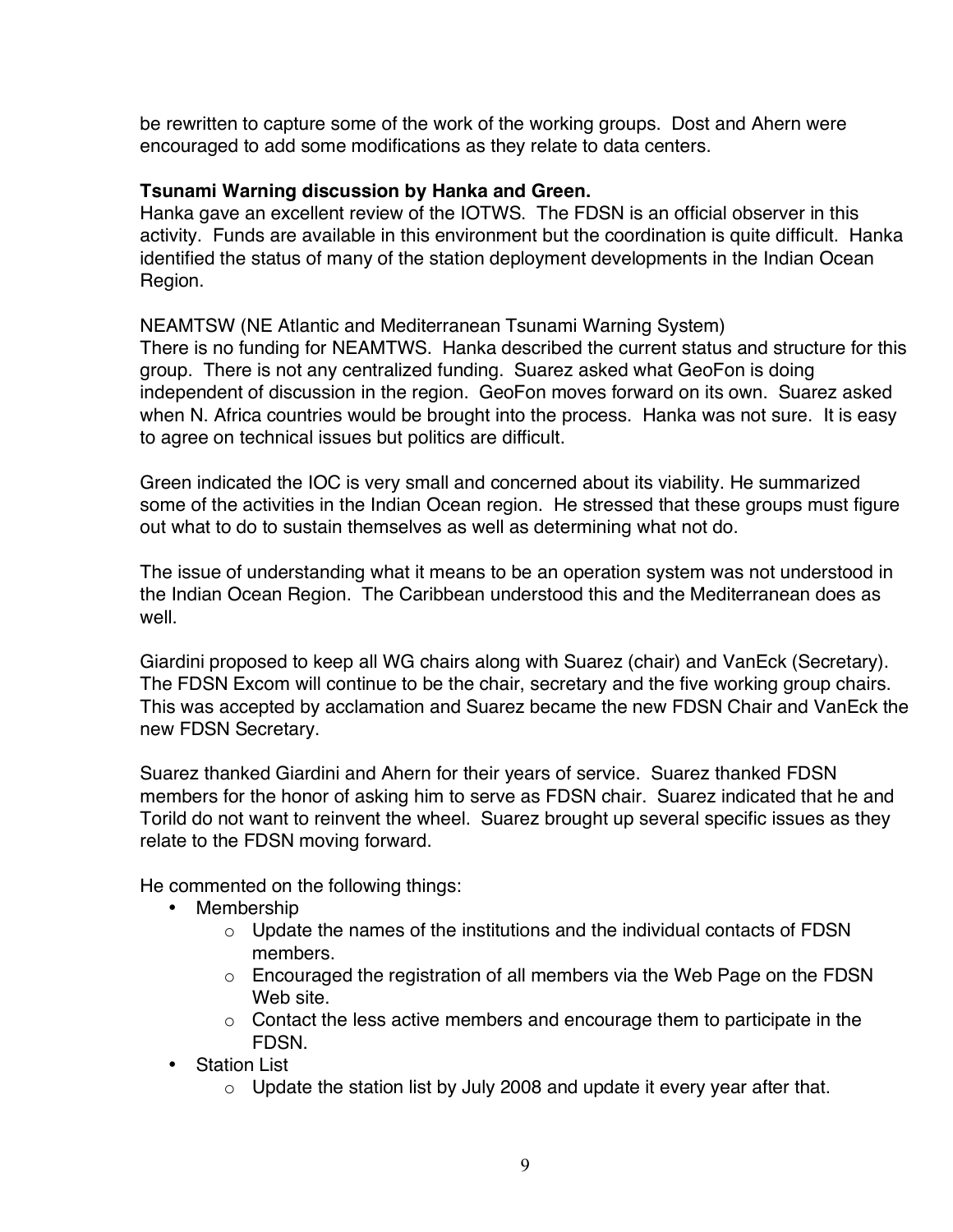be rewritten to capture some of the work of the working groups. Dost and Ahern were encouraged to add some modifications as they relate to data centers.

**Tsunami Warning discussion by Hanka and Green.**

Hanka gave an excellent review of the IOTWS. The FDSN is an official observer in this activity. Funds are available in this environment but the coordination is quite difficult. Hanka identified the status of many of the station deployment developments in the Indian Ocean Region.

NEAMTSW (NE Atlantic and Mediterranean Tsunami Warning System)
There is no funding for NEAMTWS. Hanka described the current status and structure for this group. There is not any centralized funding. Suarez asked what GeoFon is doing independent of discussion in the region. GeoFon moves forward on its own. Suarez asked when N. Africa countries would be brought into the process. Hanka was not sure. It is easy to agree on technical issues but politics are difficult.

Green indicated the IOC is very small and concerned about its viability. He summarized some of the activities in the Indian Ocean region. He stressed that these groups must figure out what to do to sustain themselves as well as determining what not do.

The issue of understanding what it means to be an operation system was not understood in the Indian Ocean Region. The Caribbean understood this and the Mediterranean does as well.

Giardini proposed to keep all WG chairs along with Suarez (chair) and VanEck (Secretary). The FDSN Excom will continue to be the chair, secretary and the five working group chairs. This was accepted by acclamation and Suarez became the new FDSN Chair and VanEck the new FDSN Secretary.

Suarez thanked Giardini and Ahern for their years of service. Suarez thanked FDSN members for the honor of asking him to serve as FDSN chair. Suarez indicated that he and Torild do not want to reinvent the wheel. Suarez brought up several specific issues as they relate to the FDSN moving forward.

He commented on the following things:

- Membership
  - Update the names of the institutions and the individual contacts of FDSN members.
  - Encouraged the registration of all members via the Web Page on the FDSN Web site.
  - Contact the less active members and encourage them to participate in the FDSN.
- Station List
  - Update the station list by July 2008 and update it every year after that.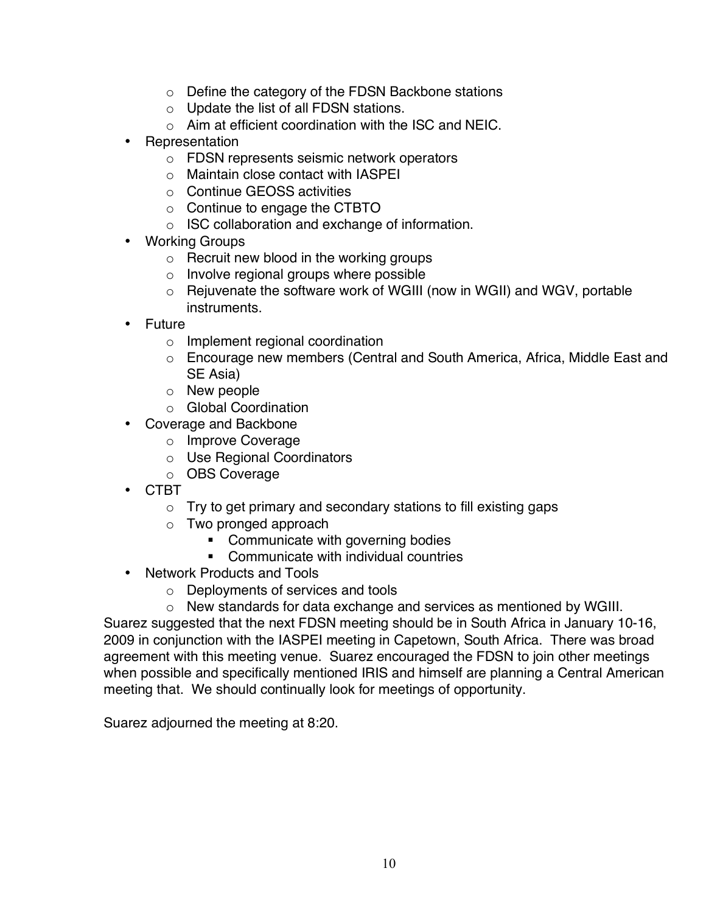- Define the category of the FDSN Backbone stations
    - Update the list of all FDSN stations.
    - Aim at efficient coordination with the ISC and NEIC.
- Representation
    - FDSN represents seismic network operators
    - Maintain close contact with IASPEI
    - Continue GEOSS activities
    - Continue to engage the CTBTO
    - ISC collaboration and exchange of information.
- Working Groups
    - Recruit new blood in the working groups
    - Involve regional groups where possible
    - Rejuvenate the software work of WGIII (now in WGII) and WGV, portable instruments.
- Future
    - Implement regional coordination
    - Encourage new members (Central and South America, Africa, Middle East and SE Asia)
    - New people
    - Global Coordination
- Coverage and Backbone
    - Improve Coverage
    - Use Regional Coordinators
    - OBS Coverage
- CTBT
    - Try to get primary and secondary stations to fill existing gaps
    - Two pronged approach
        - Communicate with governing bodies
        - Communicate with individual countries
- Network Products and Tools
    - Deployments of services and tools
    - New standards for data exchange and services as mentioned by WGIII.

Suarez suggested that the next FDSN meeting should be in South Africa in January 10-16, 2009 in conjunction with the IASPEI meeting in Capetown, South Africa. There was broad agreement with this meeting venue. Suarez encouraged the FDSN to join other meetings when possible and specifically mentioned IRIS and himself are planning a Central American meeting that. We should continually look for meetings of opportunity.

Suarez adjourned the meeting at 8:20.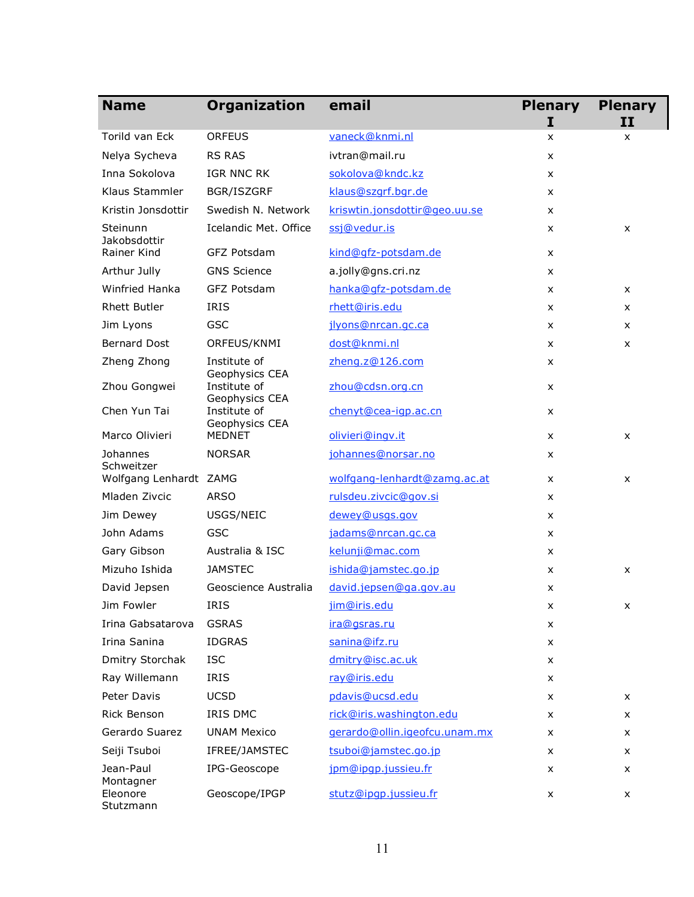| Name | Organization | email | Plenary I | Plenary II |
|---|---|---|---|---|
| Torild van Eck | ORFEUS | vaneck@knmi.nl | x | x |
| Nelya Sycheva | RS RAS | ivtran@mail.ru | x | |
| Inna Sokolova | IGR NNC RK | sokolova@kndc.kz | x | |
| Klaus Stammler | BGR/ISZGRF | klaus@szgrf.bgr.de | x | |
| Kristin Jonsdottir | Swedish N. Network | kriswtin.jonsdottir@geo.uu.se | x | |
| Steinunn Jakobsdottir | Icelandic Met. Office | ssj@vedur.is | x | x |
| Rainer Kind | GFZ Potsdam | kind@gfz-potsdam.de | x | |
| Arthur Jully | GNS Science | a.jolly@gns.cri.nz | x | |
| Winfried Hanka | GFZ Potsdam | hanka@gfz-potsdam.de | x | x |
| Rhett Butler | IRIS | rhett@iris.edu | x | x |
| Jim Lyons | GSC | jlyons@nrcan.gc.ca | x | x |
| Bernard Dost | ORFEUS/KNMI | dost@knmi.nl | x | x |
| Zheng Zhong | Institute of Geophysics CEA | zheng.z@126.com | x | |
| Zhou Gongwei | Institute of Geophysics CEA | zhou@cdsn.org.cn | x | |
| Chen Yun Tai | Institute of Geophysics CEA | chenyt@cea-igp.ac.cn | x | |
| Marco Olivieri | MEDNET | olivieri@ingv.it | x | x |
| Johannes Schweitzer | NORSAR | johannes@norsar.no | x | |
| Wolfgang Lenhardt | ZAMG | wolfgang-lenhardt@zamg.ac.at | x | x |
| Mladen Zivcic | ARSO | rulsdeu.zivcic@gov.si | x | |
| Jim Dewey | USGS/NEIC | dewey@usgs.gov | x | |
| John Adams | GSC | jadams@nrcan.gc.ca | x | |
| Gary Gibson | Australia & ISC | kelunji@mac.com | x | |
| Mizuho Ishida | JAMSTEC | ishida@jamstec.go.jp | x | x |
| David Jepsen | Geoscience Australia | david.jepsen@ga.gov.au | x | |
| Jim Fowler | IRIS | jim@iris.edu | x | x |
| Irina Gabsatarova | GSRAS | ira@gsras.ru | x | |
| Irina Sanina | IDGRAS | sanina@ifz.ru | x | |
| Dmitry Storchak | ISC | dmitry@isc.ac.uk | x | |
| Ray Willemann | IRIS | ray@iris.edu | x | |
| Peter Davis | UCSD | pdavis@ucsd.edu | x | x |
| Rick Benson | IRIS DMC | rick@iris.washington.edu | x | x |
| Gerardo Suarez | UNAM Mexico | gerardo@ollin.igeofcu.unam.mx | x | x |
| Seiji Tsuboi | IFREE/JAMSTEC | tsuboi@jamstec.go.jp | x | x |
| Jean-Paul Montagner | IPG-Geoscope | jpm@ipgp.jussieu.fr | x | x |
| Eleonore Stutzmann | Geoscope/IPGP | stutz@ipgp.jussieu.fr | x | x |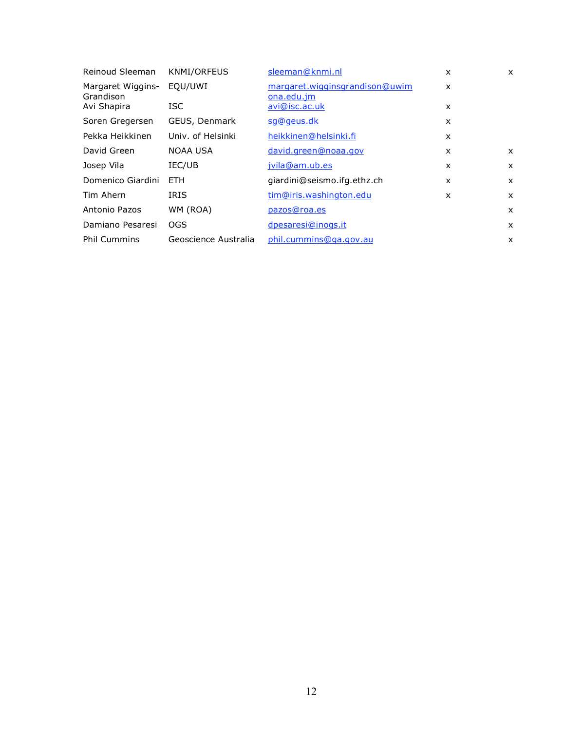| | | | | |
|---|---|---|---|---|
| Reinoud Sleeman | KNMI/ORFEUS | sleeman@knmi.nl | x | x |
| Margaret Wiggins-Grandison | EQU/UWI | margaret.wigginsgrandison@uwimona.edu.jm | x | |
| Avi Shapira | ISC | avi@isc.ac.uk | x | |
| Soren Gregersen | GEUS, Denmark | sg@geus.dk | x | |
| Pekka Heikkinen | Univ. of Helsinki | heikkinen@helsinki.fi | x | |
| David Green | NOAA USA | david.green@noaa.gov | x | x |
| Josep Vila | IEC/UB | jvila@am.ub.es | x | x |
| Domenico Giardini | ETH | giardini@seismo.ifg.ethz.ch | x | x |
| Tim Ahern | IRIS | tim@iris.washington.edu | x | x |
| Antonio Pazos | WM (ROA) | pazos@roa.es | | x |
| Damiano Pesaresi | OGS | dpesaresi@inogs.it | | x |
| Phil Cummins | Geoscience Australia | phil.cummins@ga.gov.au | | x |